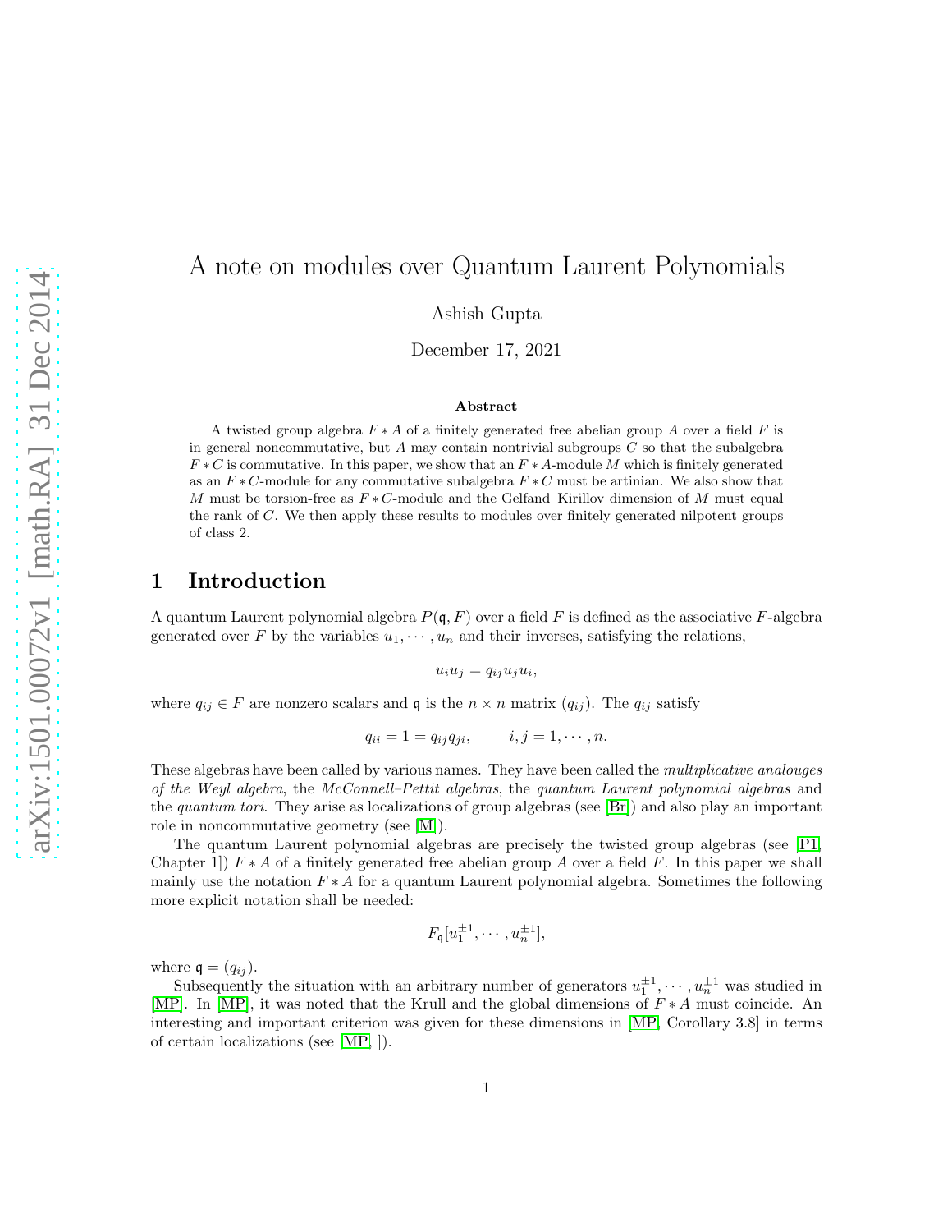# A note on modules over Quantum Laurent Polynomials

Ashish Gupta

December 17, 2021

### Abstract

A twisted group algebra $F * A$ of a finitely generated free abelian group $A$ over a field $F$ is in general noncommutative, but $A$ may contain nontrivial subgroups $C$ so that the subalgebra $F * C$ is commutative. In this paper, we show that an $F * A$-module $M$ which is finitely generated as an $F * C$-module for any commutative subalgebra $F * C$ must be artinian. We also show that $M$ must be torsion-free as $F * C$-module and the Gelfand–Kirillov dimension of $M$ must equal the rank of $C$. We then apply these results to modules over finitely generated nilpotent groups of class 2.

## 1 Introduction

A quantum Laurent polynomial algebra $P(\mathfrak{q}, F)$ over a field $F$ is defined as the associative $F$-algebra generated over $F$ by the variables $u_1, \cdots, u_n$ and their inverses, satisfying the relations,

$$u_i u_j = q_{ij} u_j u_i,$$

where $q_{ij} \in F$ are nonzero scalars and $\mathfrak{q}$ is the $n \times n$ matrix $(q_{ij})$. The $q_{ij}$ satisfy

$$q_{ii} = 1 = q_{ij} q_{ji}, \qquad i, j = 1, \cdots, n.$$

These algebras have been called by various names. They have been called the *multiplicative analouges of the Weyl algebra*, the *McConnell–Pettit algebras*, the *quantum Laurent polynomial algebras* and the *quantum tori*. They arise as localizations of group algebras (see [Br]) and also play an important role in noncommutative geometry (see [M]).

The quantum Laurent polynomial algebras are precisely the twisted group algebras (see [P1, Chapter 1]) $F * A$ of a finitely generated free abelian group $A$ over a field $F$. In this paper we shall mainly use the notation $F * A$ for a quantum Laurent polynomial algebra. Sometimes the following more explicit notation shall be needed:

$$F_{\mathfrak{q}}[u_1^{\pm 1}, \cdots, u_n^{\pm 1}],$$

where $\mathfrak{q} = (q_{ij})$.

Subsequently the situation with an arbitrary number of generators $u_1^{\pm 1}, \cdots, u_n^{\pm 1}$ was studied in [MP]. In [MP], it was noted that the Krull and the global dimensions of $F * A$ must coincide. An interesting and important criterion was given for these dimensions in [MP, Corollary 3.8] in terms of certain localizations (see [MP, ]).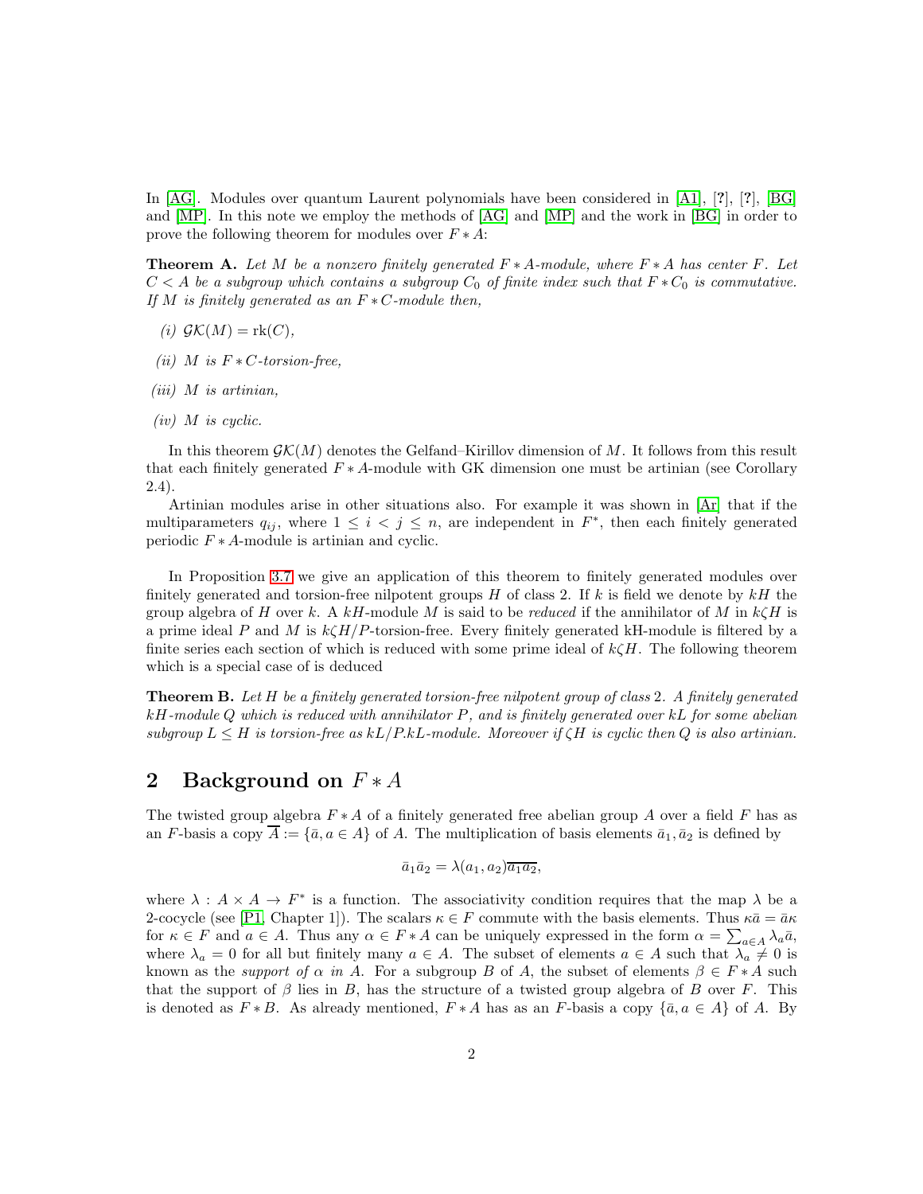In [AG]. Modules over quantum Laurent polynomials have been considered in [A1], [?], [?], [BG] and [MP]. In this note we employ the methods of [AG] and [MP] and the work in [BG] in order to prove the following theorem for modules over $F * A$:

**Theorem A.** *Let $M$ be a nonzero finitely generated $F * A$-module, where $F * A$ has center $F$. Let $C < A$ be a subgroup which contains a subgroup $C_0$ of finite index such that $F * C_0$ is commutative. If $M$ is finitely generated as an $F * C$-module then,*

*(i) $\mathcal{GK}(M) = \mathrm{rk}(C)$,*

*(ii) $M$ is $F * C$-torsion-free,*

*(iii) $M$ is artinian,*

*(iv) $M$ is cyclic.*

In this theorem $\mathcal{GK}(M)$ denotes the Gelfand–Kirillov dimension of $M$. It follows from this result that each finitely generated $F * A$-module with GK dimension one must be artinian (see Corollary 2.4).

Artinian modules arise in other situations also. For example it was shown in [Ar] that if the multiparameters $q_{ij}$, where $1 \leq i < j \leq n$, are independent in $F^*$, then each finitely generated periodic $F * A$-module is artinian and cyclic.

In Proposition 3.7 we give an application of this theorem to finitely generated modules over finitely generated and torsion-free nilpotent groups $H$ of class 2. If $k$ is field we denote by $kH$ the group algebra of $H$ over $k$. A $kH$-module $M$ is said to be *reduced* if the annihilator of $M$ in $k\zeta H$ is a prime ideal $P$ and $M$ is $k\zeta H/P$-torsion-free. Every finitely generated kH-module is filtered by a finite series each section of which is reduced with some prime ideal of $k\zeta H$. The following theorem which is a special case of is deduced

**Theorem B.** *Let $H$ be a finitely generated torsion-free nilpotent group of class 2. A finitely generated $kH$-module $Q$ which is reduced with annihilator $P$, and is finitely generated over $kL$ for some abelian subgroup $L \leq H$ is torsion-free as $kL/P.kL$-module. Moreover if $\zeta H$ is cyclic then $Q$ is also artinian.*

## 2 Background on $F * A$

The twisted group algebra $F * A$ of a finitely generated free abelian group $A$ over a field $F$ has as an $F$-basis a copy $\overline{A} := \{\bar{a}, a \in A\}$ of $A$. The multiplication of basis elements $\bar{a}_1, \bar{a}_2$ is defined by

$$\bar{a}_1 \bar{a}_2 = \lambda(a_1, a_2)\overline{a_1 a_2},$$

where $\lambda : A \times A \to F^*$ is a function. The associativity condition requires that the map $\lambda$ be a 2-cocycle (see [P1, Chapter 1]). The scalars $\kappa \in F$ commute with the basis elements. Thus $\kappa \bar{a} = \bar{a}\kappa$ for $\kappa \in F$ and $a \in A$. Thus any $\alpha \in F * A$ can be uniquely expressed in the form $\alpha = \sum_{a \in A} \lambda_a \bar{a}$, where $\lambda_a = 0$ for all but finitely many $a \in A$. The subset of elements $a \in A$ such that $\lambda_a \neq 0$ is known as the *support of* $\alpha$ *in* $A$. For a subgroup $B$ of $A$, the subset of elements $\beta \in F * A$ such that the support of $\beta$ lies in $B$, has the structure of a twisted group algebra of $B$ over $F$. This is denoted as $F * B$. As already mentioned, $F * A$ has as an $F$-basis a copy $\{\bar{a}, a \in A\}$ of $A$. By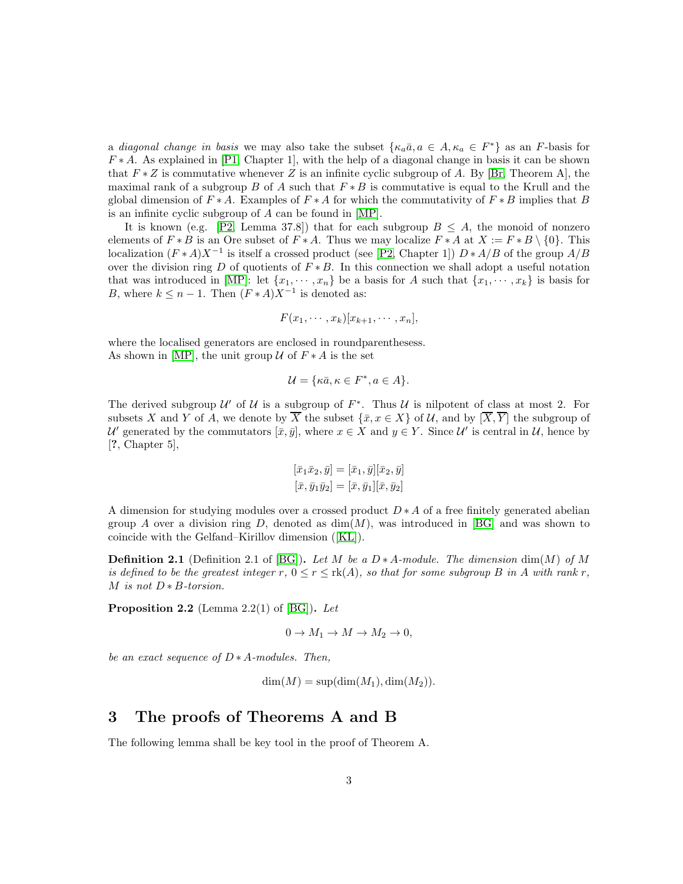a *diagonal change in basis* we may also take the subset $\{\kappa_a \bar{a}, a \in A, \kappa_a \in F^*\}$ as an $F$-basis for $F * A$. As explained in [P1, Chapter 1], with the help of a diagonal change in basis it can be shown that $F * Z$ is commutative whenever $Z$ is an infinite cyclic subgroup of $A$. By [Br, Theorem A], the maximal rank of a subgroup $B$ of $A$ such that $F * B$ is commutative is equal to the Krull and the global dimension of $F * A$. Examples of $F * A$ for which the commutativity of $F * B$ implies that $B$ is an infinite cyclic subgroup of $A$ can be found in [MP].

It is known (e.g. [P2, Lemma 37.8]) that for each subgroup $B \leq A$, the monoid of nonzero elements of $F * B$ is an Ore subset of $F * A$. Thus we may localize $F * A$ at $X := F * B \setminus \{0\}$. This localization $(F * A)X^{-1}$ is itself a crossed product (see [P2, Chapter 1]) $D * A/B$ of the group $A/B$ over the division ring $D$ of quotients of $F * B$. In this connection we shall adopt a useful notation that was introduced in [MP]: let $\{x_1, \cdots, x_n\}$ be a basis for $A$ such that $\{x_1, \cdots, x_k\}$ is basis for $B$, where $k \leq n-1$. Then $(F * A)X^{-1}$ is denoted as:

$$F(x_1, \cdots, x_k)[x_{k+1}, \cdots, x_n],$$

where the localised generators are enclosed in roundparenthesess.
As shown in [MP], the unit group $\mathcal{U}$ of $F * A$ is the set

$$\mathcal{U} = \{\kappa \bar{a}, \kappa \in F^*, a \in A\}.$$

The derived subgroup $\mathcal{U}'$ of $\mathcal{U}$ is a subgroup of $F^*$. Thus $\mathcal{U}$ is nilpotent of class at most 2. For subsets $X$ and $Y$ of $A$, we denote by $\overline{X}$ the subset $\{\bar{x}, x \in X\}$ of $\mathcal{U}$, and by $[\overline{X}, \overline{Y}]$ the subgroup of $\mathcal{U}'$ generated by the commutators $[\bar{x}, \bar{y}]$, where $x \in X$ and $y \in Y$. Since $\mathcal{U}'$ is central in $\mathcal{U}$, hence by [?, Chapter 5],

$$[\bar{x}_1 \bar{x}_2, \bar{y}] = [\bar{x}_1, \bar{y}][\bar{x}_2, \bar{y}]$$
$$[\bar{x}, \bar{y}_1 \bar{y}_2] = [\bar{x}, \bar{y}_1][\bar{x}, \bar{y}_2]$$

A dimension for studying modules over a crossed product $D * A$ of a free finitely generated abelian group $A$ over a division ring $D$, denoted as $\dim(M)$, was introduced in [BG] and was shown to coincide with the Gelfand–Kirillov dimension ([KL]).

**Definition 2.1** (Definition 2.1 of [BG])**.** *Let $M$ be a $D * A$-module. The dimension* $\dim(M)$ *of $M$ is defined to be the greatest integer $r$, $0 \leq r \leq \mathrm{rk}(A)$, so that for some subgroup $B$ in $A$ with rank $r$, $M$ is not $D * B$-torsion.*

**Proposition 2.2** (Lemma 2.2(1) of [BG])**.** *Let*

$$0 \to M_1 \to M \to M_2 \to 0,$$

*be an exact sequence of $D * A$-modules. Then,*

$$\dim(M) = \sup(\dim(M_1), \dim(M_2)).$$

# 3 The proofs of Theorems A and B

The following lemma shall be key tool in the proof of Theorem A.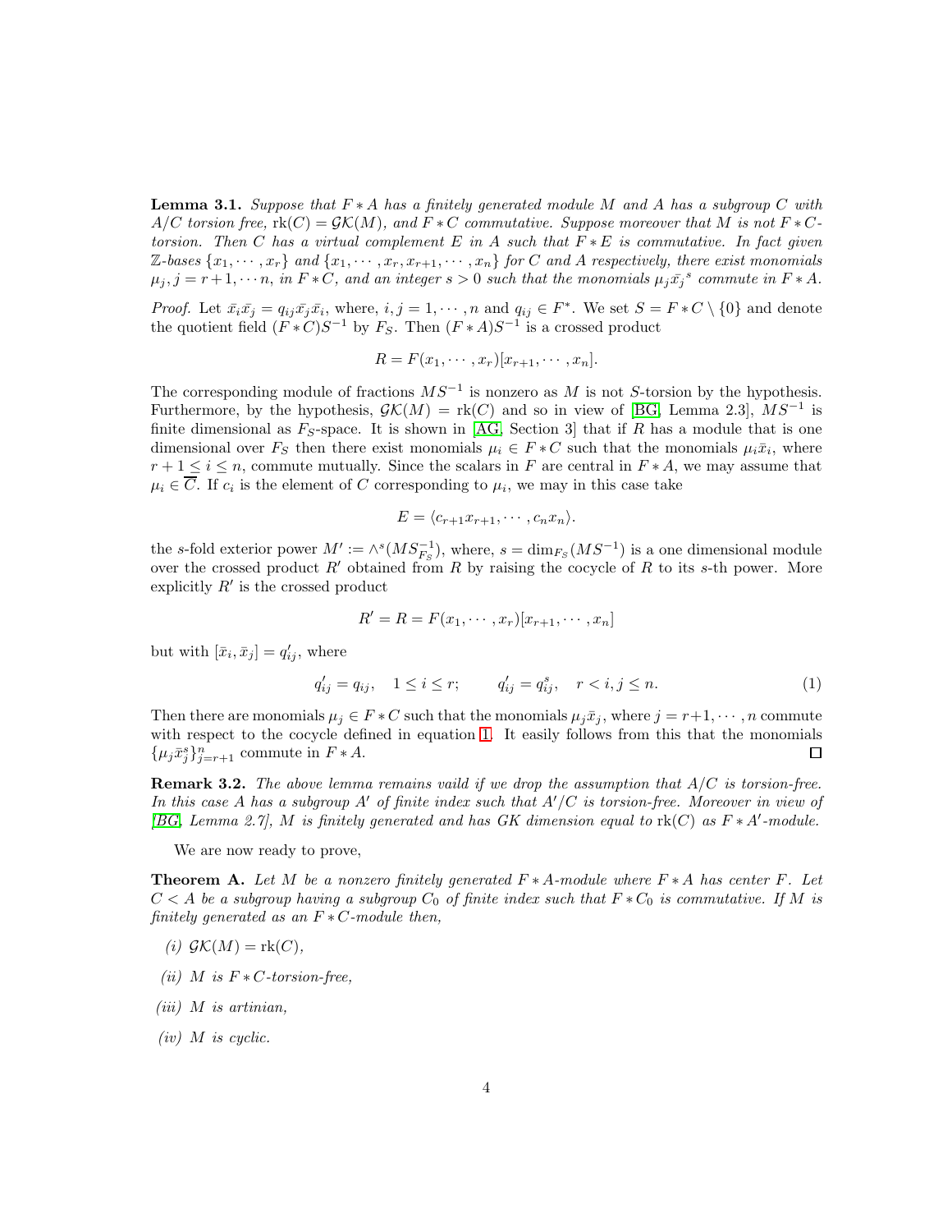**Lemma 3.1.** *Suppose that $F * A$ has a finitely generated module $M$ and $A$ has a subgroup $C$ with $A/C$ torsion free, $\mathrm{rk}(C) = \mathcal{GK}(M)$, and $F * C$ commutative. Suppose moreover that $M$ is not $F * C$-torsion. Then $C$ has a virtual complement $E$ in $A$ such that $F * E$ is commutative. In fact given $\mathbb{Z}$-bases $\{x_1, \cdots, x_r\}$ and $\{x_1, \cdots, x_r, x_{r+1}, \cdots, x_n\}$ for $C$ and $A$ respectively, there exist monomials $\mu_j, j = r+1, \cdots n$, in $F * C$, and an integer $s > 0$ such that the monomials $\mu_j \bar{x}_j{}^s$ commute in $F * A$.*

*Proof.* Let $\bar{x}_i \bar{x}_j = q_{ij} \bar{x}_j \bar{x}_i$, where, $i, j = 1, \cdots, n$ and $q_{ij} \in F^*$. We set $S = F * C \setminus \{0\}$ and denote the quotient field $(F * C)S^{-1}$ by $F_S$. Then $(F * A)S^{-1}$ is a crossed product

$$R = F(x_1, \cdots, x_r)[x_{r+1}, \cdots, x_n].$$

The corresponding module of fractions $MS^{-1}$ is nonzero as $M$ is not $S$-torsion by the hypothesis. Furthermore, by the hypothesis, $\mathcal{GK}(M) = \mathrm{rk}(C)$ and so in view of [BG, Lemma 2.3], $MS^{-1}$ is finite dimensional as $F_S$-space. It is shown in [AG, Section 3] that if $R$ has a module that is one dimensional over $F_S$ then there exist monomials $\mu_i \in F * C$ such that the monomials $\mu_i \bar{x}_i$, where $r + 1 \leq i \leq n$, commute mutually. Since the scalars in $F$ are central in $F * A$, we may assume that $\mu_i \in \overline{C}$. If $c_i$ is the element of $C$ corresponding to $\mu_i$, we may in this case take

$$E = \langle c_{r+1}x_{r+1}, \cdots, c_n x_n \rangle.$$

the $s$-fold exterior power $M' := \wedge^s (MS^{-1}_{F_S})$, where, $s = \dim_{F_S}(MS^{-1})$ is a one dimensional module over the crossed product $R'$ obtained from $R$ by raising the cocycle of $R$ to its $s$-th power. More explicitly $R'$ is the crossed product

$$R' = R = F(x_1, \cdots, x_r)[x_{r+1}, \cdots, x_n]$$

but with $[\bar{x}_i, \bar{x}_j] = q'_{ij}$, where

$$q'_{ij} = q_{ij}, \quad 1 \leq i \leq r; \qquad q'_{ij} = q^s_{ij}, \quad r < i, j \leq n. \tag{1}$$

Then there are monomials $\mu_j \in F * C$ such that the monomials $\mu_j \bar{x}_j$, where $j = r+1, \cdots, n$ commute with respect to the cocycle defined in equation 1. It easily follows from this that the monomials $\{\mu_j \bar{x}^s_j\}^n_{j=r+1}$ commute in $F * A$. □

**Remark 3.2.** *The above lemma remains vaild if we drop the assumption that $A/C$ is torsion-free. In this case $A$ has a subgroup $A'$ of finite index such that $A'/C$ is torsion-free. Moreover in view of [BG, Lemma 2.7], $M$ is finitely generated and has GK dimension equal to $\mathrm{rk}(C)$ as $F * A'$-module.*

We are now ready to prove,

**Theorem A.** *Let $M$ be a nonzero finitely generated $F * A$-module where $F * A$ has center $F$. Let $C < A$ be a subgroup having a subgroup $C_0$ of finite index such that $F * C_0$ is commutative. If $M$ is finitely generated as an $F * C$-module then,*

*(i) $\mathcal{GK}(M) = \mathrm{rk}(C)$,*

*(ii) $M$ is $F * C$-torsion-free,*

*(iii) $M$ is artinian,*

*(iv) $M$ is cyclic.*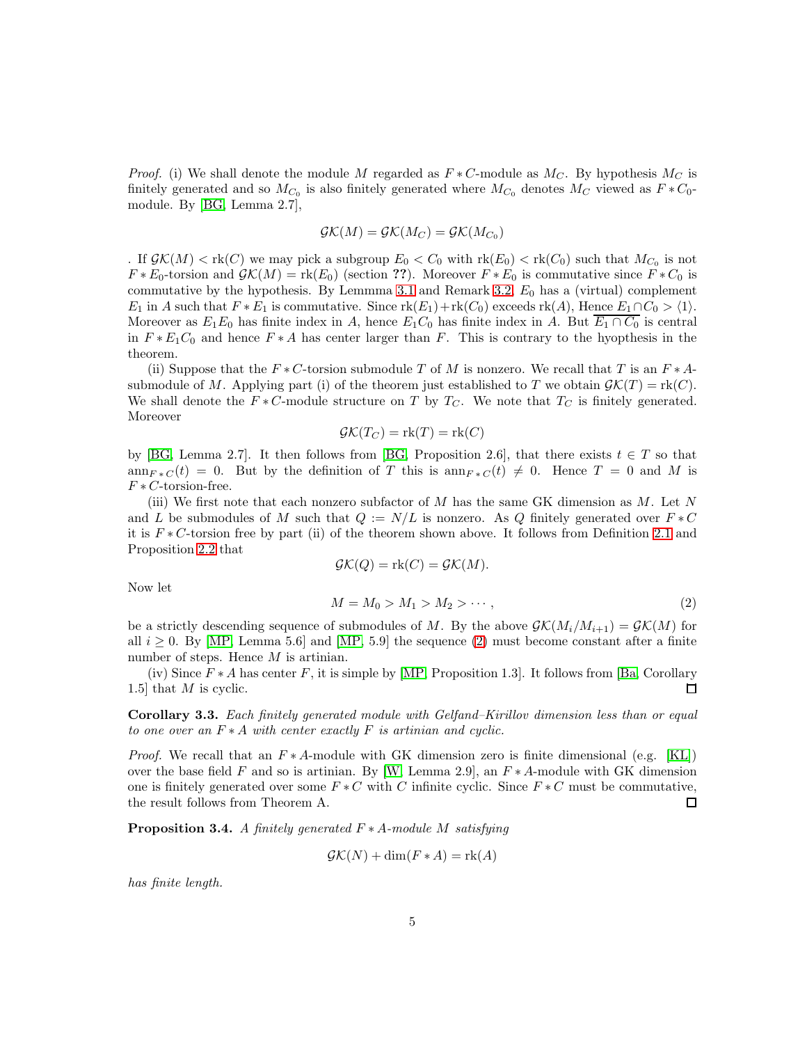*Proof.* (i) We shall denote the module $M$ regarded as $F*C$-module as $M_C$. By hypothesis $M_C$ is finitely generated and so $M_{C_0}$ is also finitely generated where $M_{C_0}$ denotes $M_C$ viewed as $F*C_0$-module. By [BG, Lemma 2.7],

$$\mathcal{GK}(M) = \mathcal{GK}(M_C) = \mathcal{GK}(M_{C_0})$$

. If $\mathcal{GK}(M) < \mathrm{rk}(C)$ we may pick a subgroup $E_0 < C_0$ with $\mathrm{rk}(E_0) < \mathrm{rk}(C_0)$ such that $M_{C_0}$ is not $F*E_0$-torsion and $\mathcal{GK}(M) = \mathrm{rk}(E_0)$ (section **??**). Moreover $F*E_0$ is commutative since $F*C_0$ is commutative by the hypothesis. By Lemmma 3.1 and Remark 3.2, $E_0$ has a (virtual) complement $E_1$ in $A$ such that $F*E_1$ is commutative. Since $\mathrm{rk}(E_1)+\mathrm{rk}(C_0)$ exceeds $\mathrm{rk}(A)$, Hence $E_1\cap C_0 > \langle 1\rangle$. Moreover as $E_1E_0$ has finite index in $A$, hence $E_1C_0$ has finite index in $A$. But $\overline{E_1\cap C_0}$ is central in $F*E_1C_0$ and hence $F*A$ has center larger than $F$. This is contrary to the hyopthesis in the theorem.

(ii) Suppose that the $F*C$-torsion submodule $T$ of $M$ is nonzero. We recall that $T$ is an $F*A$-submodule of $M$. Applying part (i) of the theorem just established to $T$ we obtain $\mathcal{GK}(T) = \mathrm{rk}(C)$. We shall denote the $F*C$-module structure on $T$ by $T_C$. We note that $T_C$ is finitely generated. Moreover

$$\mathcal{GK}(T_C) = \mathrm{rk}(T) = \mathrm{rk}(C)$$

by [BG, Lemma 2.7]. It then follows from [BG, Proposition 2.6], that there exists $t \in T$ so that $\mathrm{ann}_{F*C}(t) = 0$. But by the definition of $T$ this is $\mathrm{ann}_{F*C}(t) \neq 0$. Hence $T = 0$ and $M$ is $F*C$-torsion-free.

(iii) We first note that each nonzero subfactor of $M$ has the same GK dimension as $M$. Let $N$ and $L$ be submodules of $M$ such that $Q := N/L$ is nonzero. As $Q$ finitely generated over $F*C$ it is $F*C$-torsion free by part (ii) of the theorem shown above. It follows from Definition 2.1 and Proposition 2.2 that

$$\mathcal{GK}(Q) = \mathrm{rk}(C) = \mathcal{GK}(M).$$

Now let

$$M = M_0 > M_1 > M_2 > \cdots, \tag{2}$$

be a strictly descending sequence of submodules of $M$. By the above $\mathcal{GK}(M_i/M_{i+1}) = \mathcal{GK}(M)$ for all $i \geq 0$. By [MP, Lemma 5.6] and [MP, 5.9] the sequence (2) must become constant after a finite number of steps. Hence $M$ is artinian.

(iv) Since $F*A$ has center $F$, it is simple by [MP, Proposition 1.3]. It follows from [Ba, Corollary 1.5] that $M$ is cyclic. ∎

**Corollary 3.3.** *Each finitely generated module with Gelfand–Kirillov dimension less than or equal to one over an $F*A$ with center exactly $F$ is artinian and cyclic.*

*Proof.* We recall that an $F*A$-module with GK dimension zero is finite dimensional (e.g. [KL]) over the base field $F$ and so is artinian. By [W, Lemma 2.9], an $F*A$-module with GK dimension one is finitely generated over some $F*C$ with $C$ infinite cyclic. Since $F*C$ must be commutative, the result follows from Theorem A. ∎

**Proposition 3.4.** *A finitely generated $F*A$-module $M$ satisfying*

$$\mathcal{GK}(N) + \dim(F*A) = \mathrm{rk}(A)$$

*has finite length.*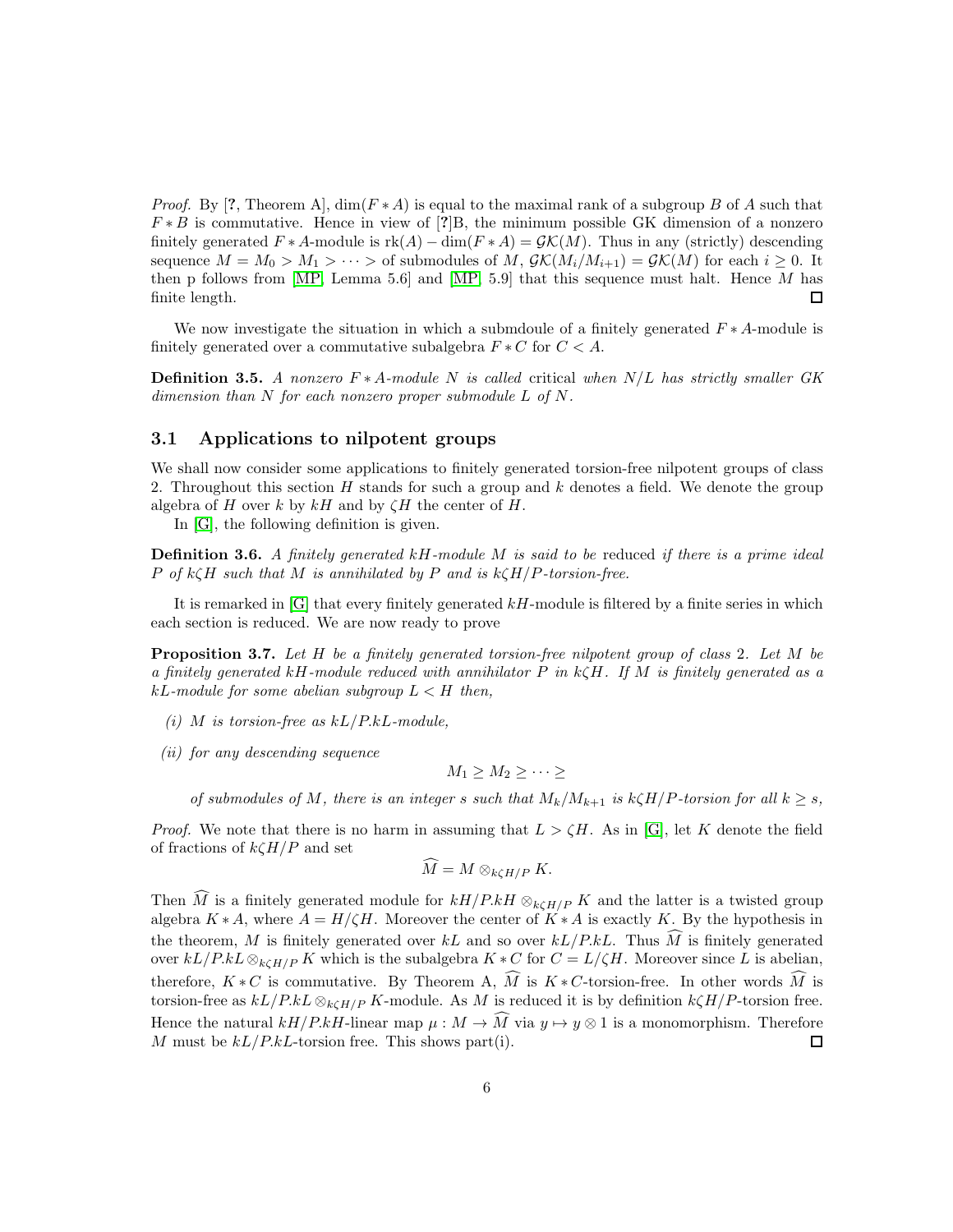*Proof.* By [?, Theorem A], $\dim(F * A)$ is equal to the maximal rank of a subgroup $B$ of $A$ such that $F * B$ is commutative. Hence in view of [?]B, the minimum possible GK dimension of a nonzero finitely generated $F * A$-module is $\text{rk}(A) - \dim(F * A) = \mathcal{GK}(M)$. Thus in any (strictly) descending sequence $M = M_0 > M_1 > \cdots >$ of submodules of $M$, $\mathcal{GK}(M_i/M_{i+1}) = \mathcal{GK}(M)$ for each $i \geq 0$. It then p follows from [MP, Lemma 5.6] and [MP, 5.9] that this sequence must halt. Hence $M$ has finite length. □

We now investigate the situation in which a submdoule of a finitely generated $F * A$-module is finitely generated over a commutative subalgebra $F * C$ for $C < A$.

**Definition 3.5.** *A nonzero $F * A$-module $N$ is called* critical *when $N/L$ has strictly smaller GK dimension than $N$ for each nonzero proper submodule $L$ of $N$.*

## 3.1 Applications to nilpotent groups

We shall now consider some applications to finitely generated torsion-free nilpotent groups of class 2. Throughout this section $H$ stands for such a group and $k$ denotes a field. We denote the group algebra of $H$ over $k$ by $kH$ and by $\zeta H$ the center of $H$.

In [G], the following definition is given.

**Definition 3.6.** *A finitely generated $kH$-module $M$ is said to be* reduced *if there is a prime ideal $P$ of $k\zeta H$ such that $M$ is annihilated by $P$ and is $k\zeta H/P$-torsion-free.*

It is remarked in [G] that every finitely generated $kH$-module is filtered by a finite series in which each section is reduced. We are now ready to prove

**Proposition 3.7.** *Let $H$ be a finitely generated torsion-free nilpotent group of class 2. Let $M$ be a finitely generated $kH$-module reduced with annihilator $P$ in $k\zeta H$. If $M$ is finitely generated as a $kL$-module for some abelian subgroup $L < H$ then,*

*(i) $M$ is torsion-free as $kL/P.kL$-module,*

*(ii) for any descending sequence*

$$M_1 \geq M_2 \geq \cdots \geq$$

*of submodules of $M$, there is an integer $s$ such that $M_k/M_{k+1}$ is $k\zeta H/P$-torsion for all $k \geq s$,*

*Proof.* We note that there is no harm in assuming that $L > \zeta H$. As in [G], let $K$ denote the field of fractions of $k\zeta H/P$ and set

$$\widehat{M} = M \otimes_{k\zeta H/P} K.$$

Then $\widehat{M}$ is a finitely generated module for $kH/P.kH \otimes_{k\zeta H/P} K$ and the latter is a twisted group algebra $K * A$, where $A = H/\zeta H$. Moreover the center of $K * A$ is exactly $K$. By the hypothesis in the theorem, $M$ is finitely generated over $kL$ and so over $kL/P.kL$. Thus $\widehat{M}$ is finitely generated over $kL/P.kL \otimes_{k\zeta H/P} K$ which is the subalgebra $K * C$ for $C = L/\zeta H$. Moreover since $L$ is abelian, therefore, $K * C$ is commutative. By Theorem A, $\widehat{M}$ is $K * C$-torsion-free. In other words $\widehat{M}$ is torsion-free as $kL/P.kL \otimes_{k\zeta H/P} K$-module. As $M$ is reduced it is by definition $k\zeta H/P$-torsion free. Hence the natural $kH/P.kH$-linear map $\mu : M \to \widehat{M}$ via $y \mapsto y \otimes 1$ is a monomorphism. Therefore $M$ must be $kL/P.kL$-torsion free. This shows part(i). □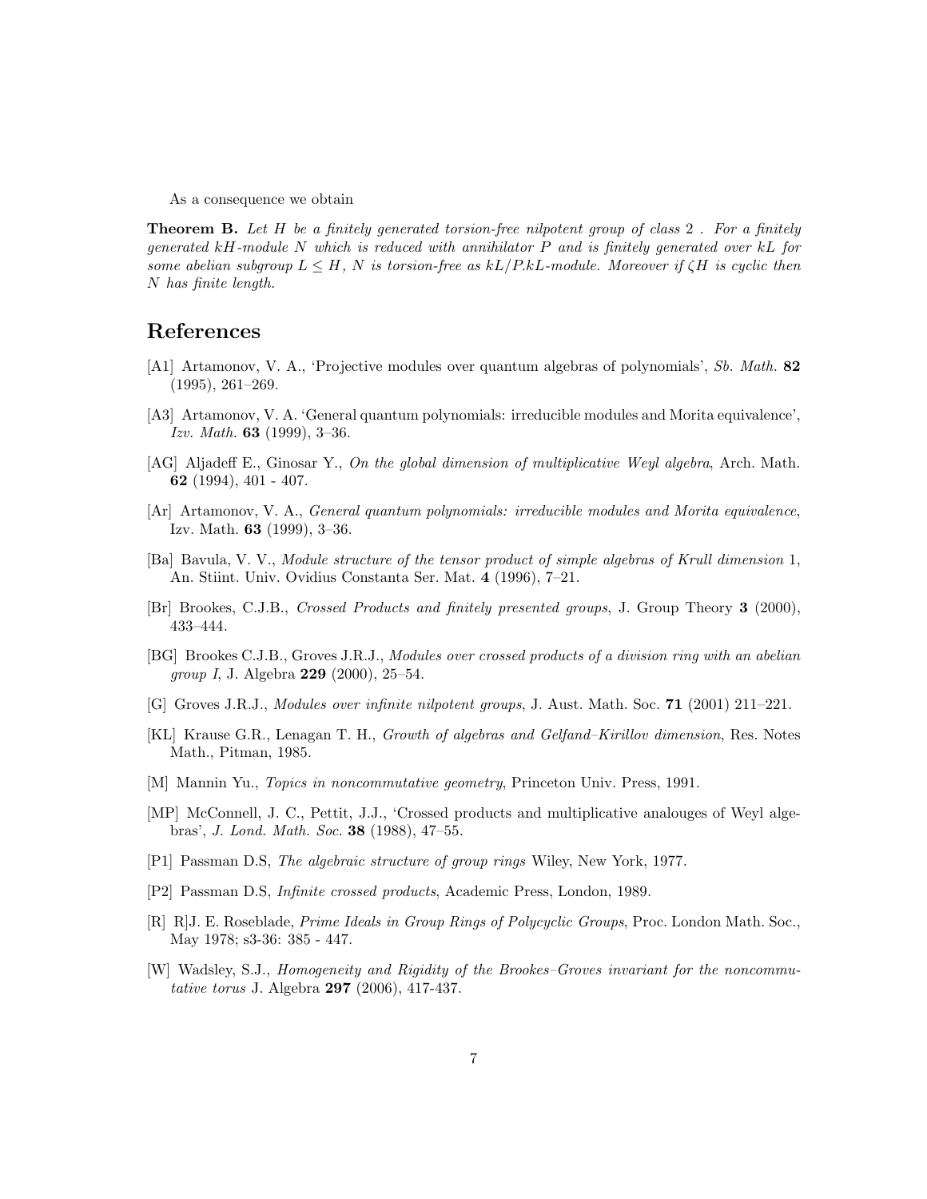As a consequence we obtain

**Theorem B.** *Let $H$ be a finitely generated torsion-free nilpotent group of class 2 . For a finitely generated $kH$-module $N$ which is reduced with annihilator $P$ and is finitely generated over $kL$ for some abelian subgroup $L \leq H$, $N$ is torsion-free as $kL/P.kL$-module. Moreover if $\zeta H$ is cyclic then $N$ has finite length.*

## References

[A1] Artamonov, V. A., 'Projective modules over quantum algebras of polynomials', *Sb. Math.* **82** (1995), 261–269.

[A3] Artamonov, V. A. 'General quantum polynomials: irreducible modules and Morita equivalence', *Izv. Math.* **63** (1999), 3–36.

[AG] Aljadeff E., Ginosar Y., *On the global dimension of multiplicative Weyl algebra*, Arch. Math. **62** (1994), 401 - 407.

[Ar] Artamonov, V. A., *General quantum polynomials: irreducible modules and Morita equivalence*, Izv. Math. **63** (1999), 3–36.

[Ba] Bavula, V. V., *Module structure of the tensor product of simple algebras of Krull dimension* 1, An. Stiint. Univ. Ovidius Constanta Ser. Mat. **4** (1996), 7–21.

[Br] Brookes, C.J.B., *Crossed Products and finitely presented groups*, J. Group Theory **3** (2000), 433–444.

[BG] Brookes C.J.B., Groves J.R.J., *Modules over crossed products of a division ring with an abelian group I*, J. Algebra **229** (2000), 25–54.

[G] Groves J.R.J., *Modules over infinite nilpotent groups*, J. Aust. Math. Soc. **71** (2001) 211–221.

[KL] Krause G.R., Lenagan T. H., *Growth of algebras and Gelfand–Kirillov dimension*, Res. Notes Math., Pitman, 1985.

[M] Mannin Yu., *Topics in noncommutative geometry*, Princeton Univ. Press, 1991.

[MP] McConnell, J. C., Pettit, J.J., 'Crossed products and multiplicative analouges of Weyl algebras', *J. Lond. Math. Soc.* **38** (1988), 47–55.

[P1] Passman D.S, *The algebraic structure of group rings* Wiley, New York, 1977.

[P2] Passman D.S, *Infinite crossed products*, Academic Press, London, 1989.

[R] R]J. E. Roseblade, *Prime Ideals in Group Rings of Polycyclic Groups*, Proc. London Math. Soc., May 1978; s3-36: 385 - 447.

[W] Wadsley, S.J., *Homogeneity and Rigidity of the Brookes–Groves invariant for the noncommutative torus* J. Algebra **297** (2006), 417-437.